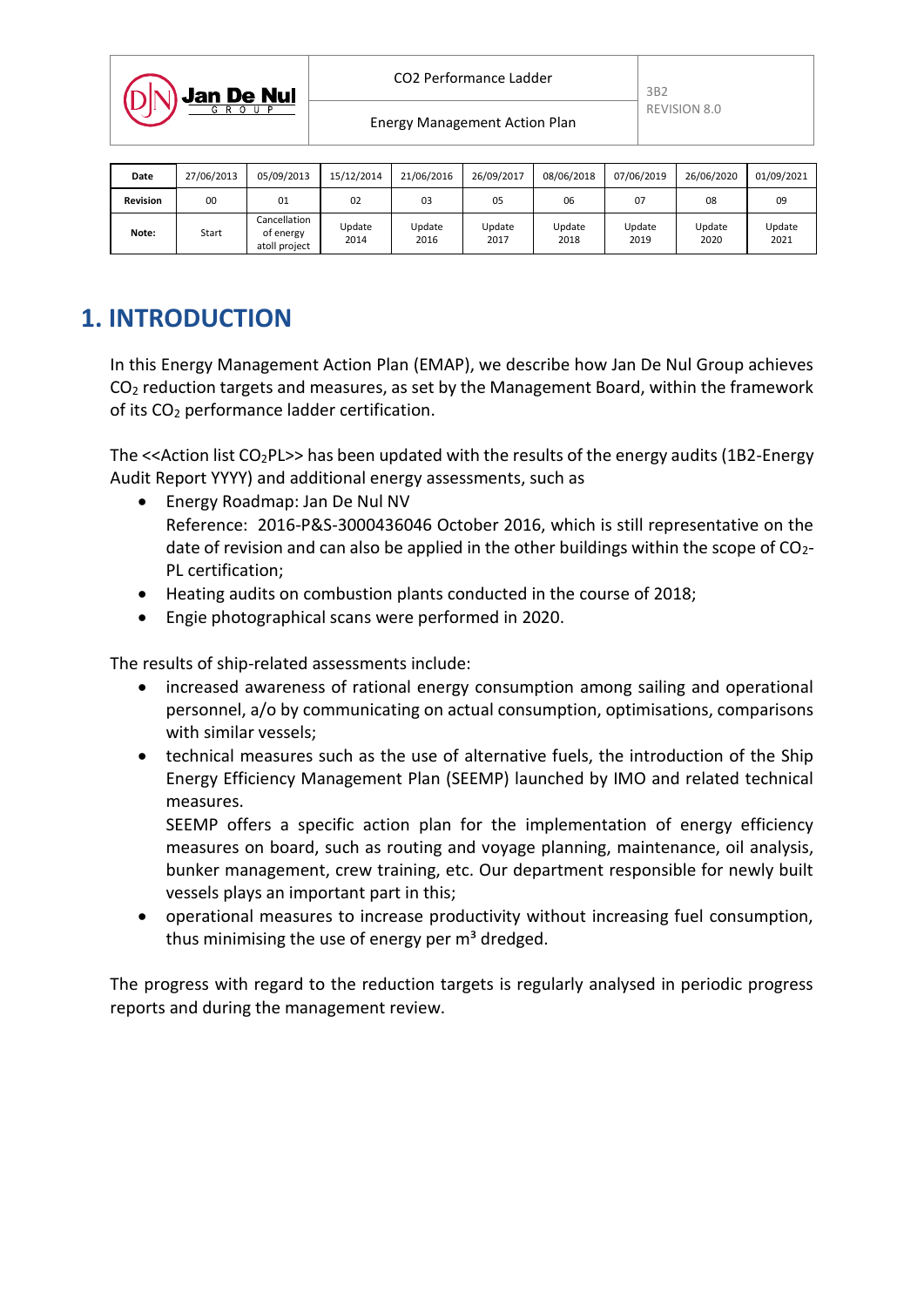| Date | 27/06/2013 | 05/09/2013 | 15/12/2014 | 21/06/2016 | 26/09/2017 | 08/06/2018 | 07/06/2019 | 26/06/2020 | 01/09/2021 |
|---|---|---|---|---|---|---|---|---|---|
| Revision | 00 | 01 | 02 | 03 | 05 | 06 | 07 | 08 | 09 |
| Note: | Start | Cancellation of energy atoll project | Update 2014 | Update 2016 | Update 2017 | Update 2018 | Update 2019 | Update 2020 | Update 2021 |

# 1. INTRODUCTION

In this Energy Management Action Plan (EMAP), we describe how Jan De Nul Group achieves $CO_2$ reduction targets and measures, as set by the Management Board, within the framework of its $CO_2$ performance ladder certification.

The <<Action list $CO_2$PL>> has been updated with the results of the energy audits (1B2-Energy Audit Report YYYY) and additional energy assessments, such as

- Energy Roadmap: Jan De Nul NV
  Reference: 2016-P&S-3000436046 October 2016, which is still representative on the date of revision and can also be applied in the other buildings within the scope of $CO_2$-PL certification;
- Heating audits on combustion plants conducted in the course of 2018;
- Engie photographical scans were performed in 2020.

The results of ship-related assessments include:

- increased awareness of rational energy consumption among sailing and operational personnel, a/o by communicating on actual consumption, optimisations, comparisons with similar vessels;
- technical measures such as the use of alternative fuels, the introduction of the Ship Energy Efficiency Management Plan (SEEMP) launched by IMO and related technical measures.
  SEEMP offers a specific action plan for the implementation of energy efficiency measures on board, such as routing and voyage planning, maintenance, oil analysis, bunker management, crew training, etc. Our department responsible for newly built vessels plays an important part in this;
- operational measures to increase productivity without increasing fuel consumption, thus minimising the use of energy per $m^3$ dredged.

The progress with regard to the reduction targets is regularly analysed in periodic progress reports and during the management review.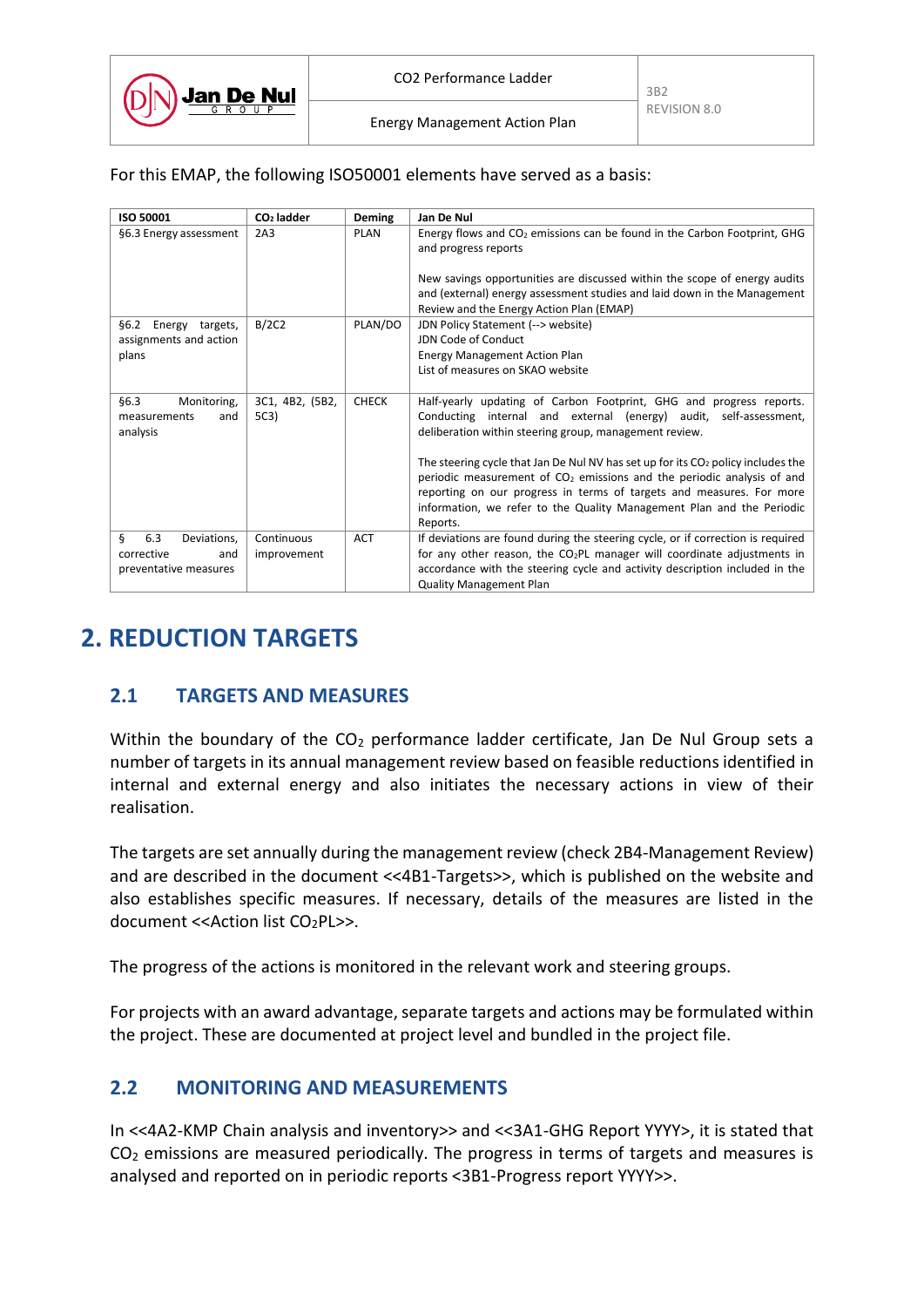For this EMAP, the following ISO50001 elements have served as a basis:

| ISO 50001 | $CO_2$ ladder | Deming | Jan De Nul |
|---|---|---|---|
| §6.3 Energy assessment | 2A3 | PLAN | Energy flows and $CO_2$ emissions can be found in the Carbon Footprint, GHG and progress reports<br><br>New savings opportunities are discussed within the scope of energy audits and (external) energy assessment studies and laid down in the Management Review and the Energy Action Plan (EMAP) |
| §6.2 Energy targets, assignments and action plans | B/2C2 | PLAN/DO | JDN Policy Statement (--> website)<br>JDN Code of Conduct<br>Energy Management Action Plan<br>List of measures on SKAO website |
| §6.3 Monitoring, measurements and analysis | 3C1, 4B2, (5B2, 5C3) | CHECK | Half-yearly updating of Carbon Footprint, GHG and progress reports. Conducting internal and external (energy) audit, self-assessment, deliberation within steering group, management review.<br><br>The steering cycle that Jan De Nul NV has set up for its $CO_2$ policy includes the periodic measurement of $CO_2$ emissions and the periodic analysis of and reporting on our progress in terms of targets and measures. For more information, we refer to the Quality Management Plan and the Periodic Reports. |
| § 6.3 Deviations, corrective and preventative measures | Continuous improvement | ACT | If deviations are found during the steering cycle, or if correction is required for any other reason, the $CO_2$PL manager will coordinate adjustments in accordance with the steering cycle and activity description included in the Quality Management Plan |

# 2. REDUCTION TARGETS

## 2.1 TARGETS AND MEASURES

Within the boundary of the $CO_2$ performance ladder certificate, Jan De Nul Group sets a number of targets in its annual management review based on feasible reductions identified in internal and external energy and also initiates the necessary actions in view of their realisation.

The targets are set annually during the management review (check 2B4-Management Review) and are described in the document <<4B1-Targets>>, which is published on the website and also establishes specific measures. If necessary, details of the measures are listed in the document <<Action list $CO_2$PL>>.

The progress of the actions is monitored in the relevant work and steering groups.

For projects with an award advantage, separate targets and actions may be formulated within the project. These are documented at project level and bundled in the project file.

## 2.2 MONITORING AND MEASUREMENTS

In <<4A2-KMP Chain analysis and inventory>> and <<3A1-GHG Report YYYY>, it is stated that $CO_2$ emissions are measured periodically. The progress in terms of targets and measures is analysed and reported on in periodic reports <3B1-Progress report YYYY>>.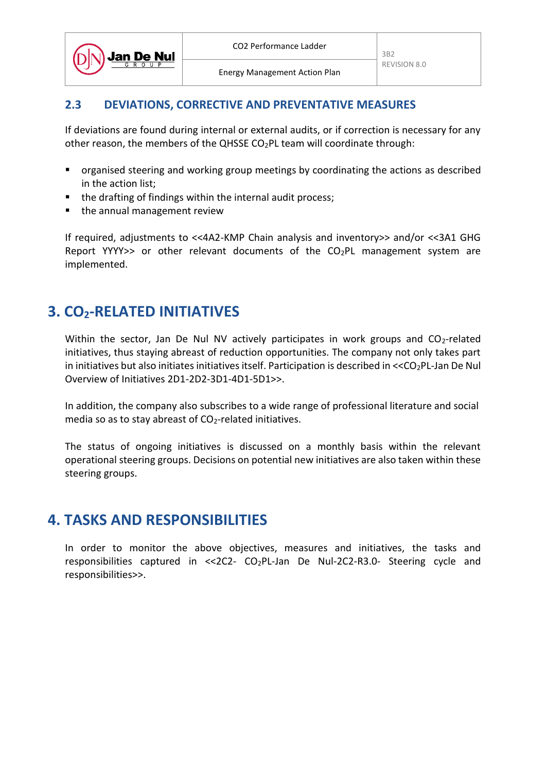## 2.3 DEVIATIONS, CORRECTIVE AND PREVENTATIVE MEASURES

If deviations are found during internal or external audits, or if correction is necessary for any other reason, the members of the QHSSE $CO_2$PL team will coordinate through:

- organised steering and working group meetings by coordinating the actions as described in the action list;
- the drafting of findings within the internal audit process;
- the annual management review

If required, adjustments to <<4A2-KMP Chain analysis and inventory>> and/or <<3A1 GHG Report YYYY>> or other relevant documents of the $CO_2$PL management system are implemented.

# 3. $CO_2$-RELATED INITIATIVES

Within the sector, Jan De Nul NV actively participates in work groups and $CO_2$-related initiatives, thus staying abreast of reduction opportunities. The company not only takes part in initiatives but also initiates initiatives itself. Participation is described in <<$CO_2$PL-Jan De Nul Overview of Initiatives 2D1-2D2-3D1-4D1-5D1>>.

In addition, the company also subscribes to a wide range of professional literature and social media so as to stay abreast of $CO_2$-related initiatives.

The status of ongoing initiatives is discussed on a monthly basis within the relevant operational steering groups. Decisions on potential new initiatives are also taken within these steering groups.

# 4. TASKS AND RESPONSIBILITIES

In order to monitor the above objectives, measures and initiatives, the tasks and responsibilities captured in <<2C2- $CO_2$PL-Jan De Nul-2C2-R3.0- Steering cycle and responsibilities>>.